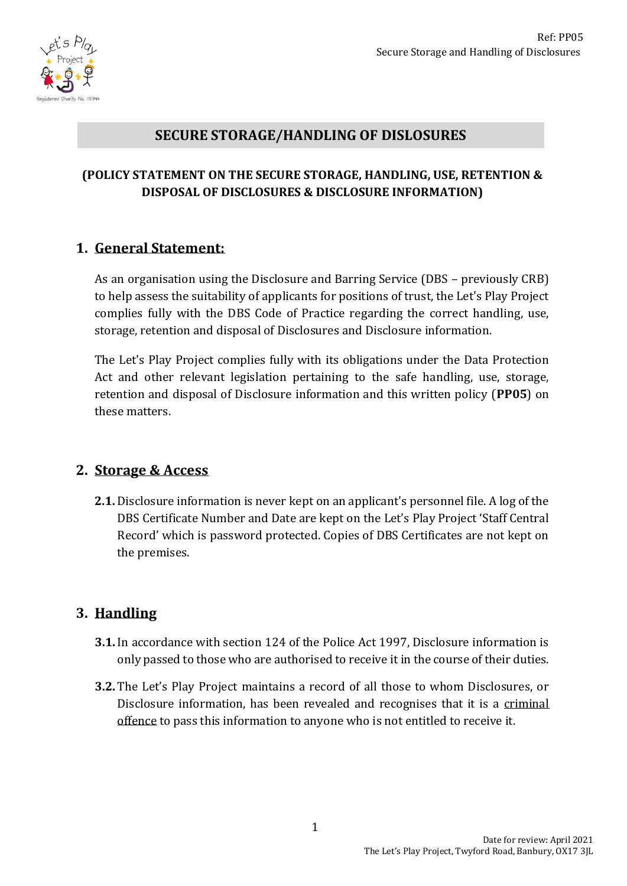# SECURE STORAGE/HANDLING OF DISLOSURES

**(POLICY STATEMENT ON THE SECURE STORAGE, HANDLING, USE, RETENTION & DISPOSAL OF DISCLOSURES & DISCLOSURE INFORMATION)**

## 1. General Statement:

As an organisation using the Disclosure and Barring Service (DBS – previously CRB) to help assess the suitability of applicants for positions of trust, the Let's Play Project complies fully with the DBS Code of Practice regarding the correct handling, use, storage, retention and disposal of Disclosures and Disclosure information.

The Let's Play Project complies fully with its obligations under the Data Protection Act and other relevant legislation pertaining to the safe handling, use, storage, retention and disposal of Disclosure information and this written policy (**PP05**) on these matters.

## 2. Storage & Access

**2.1.** Disclosure information is never kept on an applicant's personnel file. A log of the DBS Certificate Number and Date are kept on the Let's Play Project 'Staff Central Record' which is password protected. Copies of DBS Certificates are not kept on the premises.

## 3. Handling

**3.1.** In accordance with section 124 of the Police Act 1997, Disclosure information is only passed to those who are authorised to receive it in the course of their duties.

**3.2.** The Let's Play Project maintains a record of all those to whom Disclosures, or Disclosure information, has been revealed and recognises that it is a criminal offence to pass this information to anyone who is not entitled to receive it.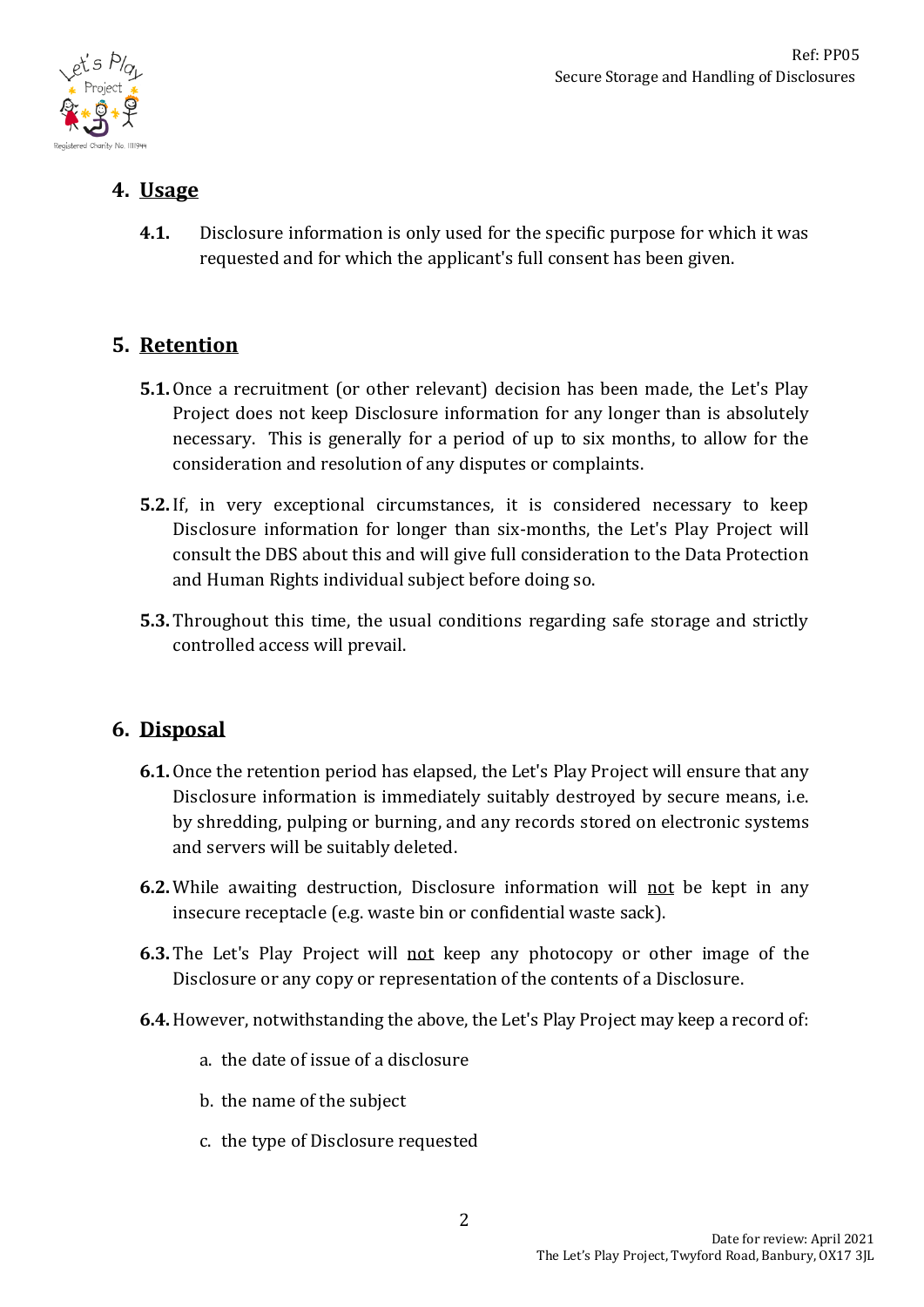## 4. Usage

**4.1.** Disclosure information is only used for the specific purpose for which it was requested and for which the applicant's full consent has been given.

## 5. Retention

**5.1.** Once a recruitment (or other relevant) decision has been made, the Let's Play Project does not keep Disclosure information for any longer than is absolutely necessary. This is generally for a period of up to six months, to allow for the consideration and resolution of any disputes or complaints.

**5.2.** If, in very exceptional circumstances, it is considered necessary to keep Disclosure information for longer than six-months, the Let's Play Project will consult the DBS about this and will give full consideration to the Data Protection and Human Rights individual subject before doing so.

**5.3.** Throughout this time, the usual conditions regarding safe storage and strictly controlled access will prevail.

## 6. Disposal

**6.1.** Once the retention period has elapsed, the Let's Play Project will ensure that any Disclosure information is immediately suitably destroyed by secure means, i.e. by shredding, pulping or burning, and any records stored on electronic systems and servers will be suitably deleted.

**6.2.** While awaiting destruction, Disclosure information will not be kept in any insecure receptacle (e.g. waste bin or confidential waste sack).

**6.3.** The Let's Play Project will not keep any photocopy or other image of the Disclosure or any copy or representation of the contents of a Disclosure.

**6.4.** However, notwithstanding the above, the Let's Play Project may keep a record of:

a. the date of issue of a disclosure

b. the name of the subject

c. the type of Disclosure requested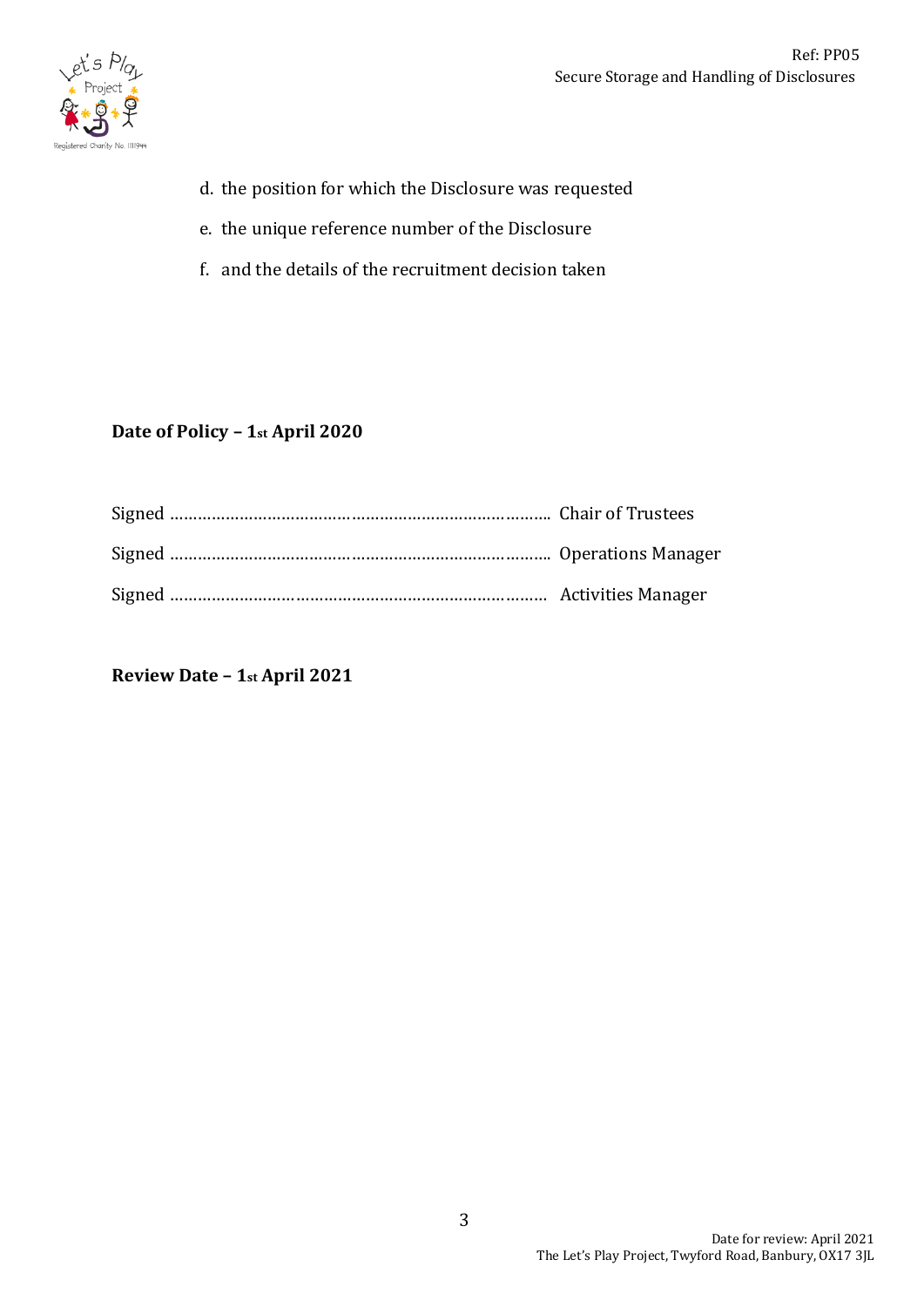d. the position for which the Disclosure was requested

e. the unique reference number of the Disclosure

f. and the details of the recruitment decision taken

**Date of Policy – 1st April 2020**

Signed ……………………………………………………………………….. Chair of Trustees

Signed ……………………………………………………………………….. Operations Manager

Signed ……………………………………………………………………… Activities Manager

**Review Date – 1st April 2021**